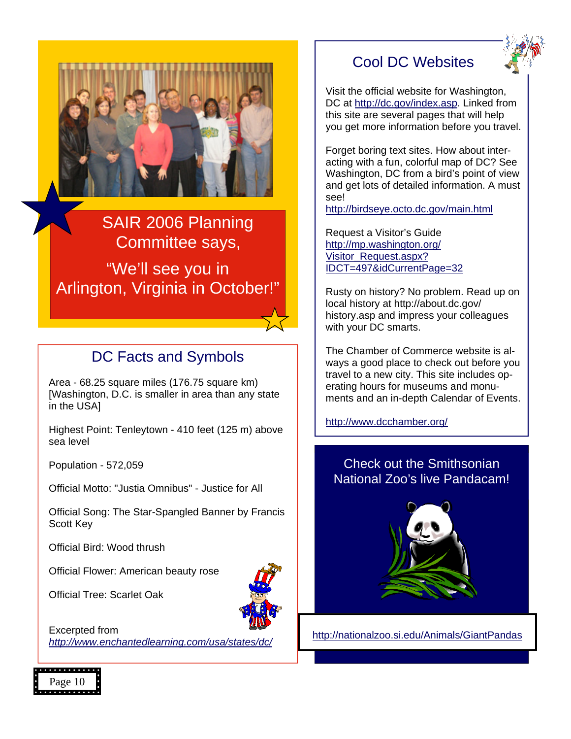SAIR 2006 Planning Committee says,

"We'll see you in Arlington, Virginia in October!"

## DC Facts and Symbols

Area - 68.25 square miles (176.75 square km) [Washington, D.C. is smaller in area than any state in the USA]

Highest Point: Tenleytown - 410 feet (125 m) above sea level

Population - 572,059

Official Motto: "Justia Omnibus" - Justice for All

Official Song: The Star-Spangled Banner by Francis Scott Key

Official Bird: Wood thrush

Official Flower: American beauty rose

Official Tree: Scarlet Oak

Excerpted from *http://www.enchantedlearning.com/usa/states/dc/*

## Cool DC Websites

Visit the official website for Washington, DC at http://dc.gov/index.asp. Linked from this site are several pages that will help you get more information before you travel.

Forget boring text sites. How about interacting with a fun, colorful map of DC? See Washington, DC from a bird's point of view and get lots of detailed information. A must see!
http://birdseye.octo.dc.gov/main.html

Request a Visitor's Guide
http://mp.washington.org/Visitor_Request.aspx?IDCT=497&idCurrentPage=32

Rusty on history? No problem. Read up on local history at http://about.dc.gov/history.asp and impress your colleagues with your DC smarts.

The Chamber of Commerce website is always a good place to check out before you travel to a new city. This site includes operating hours for museums and monuments and an in-depth Calendar of Events.

http://www.dcchamber.org/

Check out the Smithsonian National Zoo's live Pandacam!

http://nationalzoo.si.edu/Animals/GiantPandas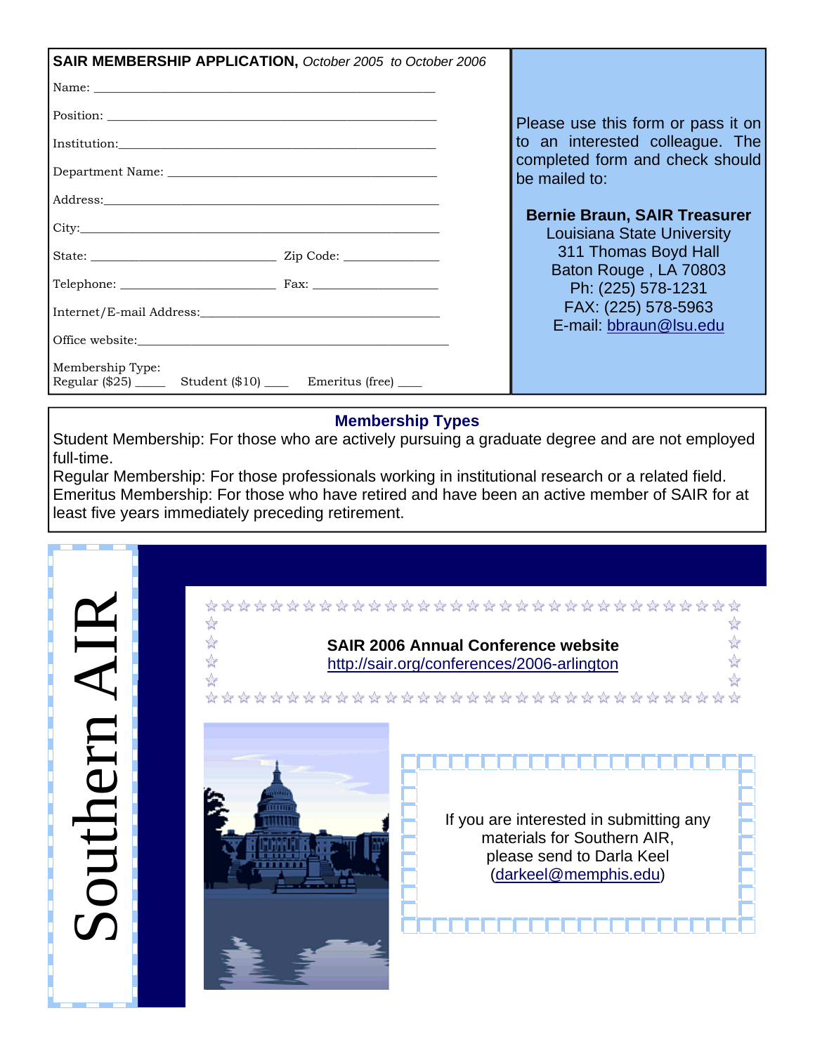**SAIR MEMBERSHIP APPLICATION,** *October 2005 to October 2006*

Name: ____________________________________________________

Position: __________________________________________________

Institution:_________________________________________________

Department Name: ___________________________________________

Address:____________________________________________________

City:_______________________________________________________

State: ___________________________ Zip Code: ______________

Telephone: ______________________ Fax: ___________________

Internet/E-mail Address:_____________________________________

Office website:_______________________________________________

Membership Type:
Regular ($25) _____ Student ($10) ____ Emeritus (free) ____

Please use this form or pass it on to an interested colleague. The completed form and check should be mailed to:

**Bernie Braun, SAIR Treasurer**
Louisiana State University
311 Thomas Boyd Hall
Baton Rouge , LA 70803
Ph: (225) 578-1231
FAX: (225) 578-5963
E-mail: bbraun@lsu.edu

## Membership Types

Student Membership: For those who are actively pursuing a graduate degree and are not employed full-time.
Regular Membership: For those professionals working in institutional research or a related field.
Emeritus Membership: For those who have retired and have been an active member of SAIR for at least five years immediately preceding retirement.

# Southern AIR

**SAIR 2006 Annual Conference website**
http://sair.org/conferences/2006-arlington

If you are interested in submitting any materials for Southern AIR, please send to Darla Keel (darkeel@memphis.edu)